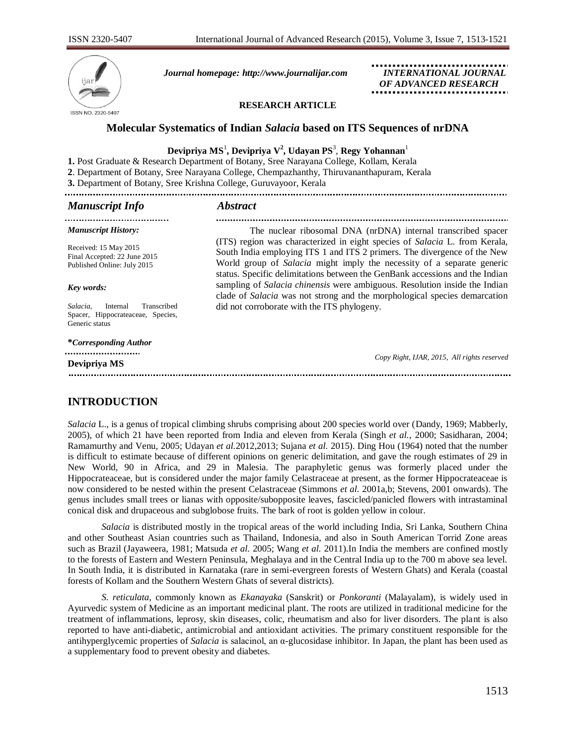Journal homepage: http://www.journalijar.com

INTERNATIONAL JOURNAL OF ADVANCED RESEARCH

RESEARCH ARTICLE

# Molecular Systematics of Indian *Salacia* based on ITS Sequences of nrDNA

**Devipriya MS**[1], **Devipriya V**[2], **Udayan PS**[3], **Regy Yohannan**[1]

1. Post Graduate & Research Department of Botany, Sree Narayana College, Kollam, Kerala
2. Department of Botany, Sree Narayana College, Chempazhanthy, Thiruvananthapuram, Kerala
3. Department of Botany, Sree Krishna College, Guruvayoor, Kerala

## *Manuscript Info*

*Manuscript History:*

Received: 15 May 2015
Final Accepted: 22 June 2015
Published Online: July 2015

*Key words:*

*Salacia*, Internal Transcribed Spacer, Hippocrateaceae, Species, Generic status

***Corresponding Author***

**Devipriya MS**

## *Abstract*

The nuclear ribosomal DNA (nrDNA) internal transcribed spacer (ITS) region was characterized in eight species of *Salacia* L. from Kerala, South India employing ITS 1 and ITS 2 primers. The divergence of the New World group of *Salacia* might imply the necessity of a separate generic status. Specific delimitations between the GenBank accessions and the Indian sampling of *Salacia chinensis* were ambiguous. Resolution inside the Indian clade of *Salacia* was not strong and the morphological species demarcation did not corroborate with the ITS phylogeny.

*Copy Right, IJAR, 2015, All rights reserved*

## INTRODUCTION

*Salacia* L., is a genus of tropical climbing shrubs comprising about 200 species world over (Dandy, 1969; Mabberly, 2005), of which 21 have been reported from India and eleven from Kerala (Singh *et al.*, 2000; Sasidharan, 2004; Ramamurthy and Venu, 2005; Udayan *et al.*2012,2013; Sujana *et al.* 2015). Ding Hou (1964) noted that the number is difficult to estimate because of different opinions on generic delimitation, and gave the rough estimates of 29 in New World, 90 in Africa, and 29 in Malesia. The paraphyletic genus was formerly placed under the Hippocrateaceae, but is considered under the major family Celastraceae at present, as the former Hippocrateaceae is now considered to be nested within the present Celastraceae (Simmons *et al.* 2001a,b; Stevens, 2001 onwards). The genus includes small trees or lianas with opposite/subopposite leaves, fascicled/panicled flowers with intrastaminal conical disk and drupaceous and subglobose fruits. The bark of root is golden yellow in colour.

*Salacia* is distributed mostly in the tropical areas of the world including India, Sri Lanka, Southern China and other Southeast Asian countries such as Thailand, Indonesia, and also in South American Torrid Zone areas such as Brazil (Jayaweera, 1981; Matsuda *et al.* 2005; Wang *et al.* 2011).In India the members are confined mostly to the forests of Eastern and Western Peninsula, Meghalaya and in the Central India up to the 700 m above sea level. In South India, it is distributed in Karnataka (rare in semi-evergreen forests of Western Ghats) and Kerala (coastal forests of Kollam and the Southern Western Ghats of several districts).

*S. reticulata*, commonly known as *Ekanayaka* (Sanskrit) or *Ponkoranti* (Malayalam), is widely used in Ayurvedic system of Medicine as an important medicinal plant. The roots are utilized in traditional medicine for the treatment of inflammations, leprosy, skin diseases, colic, rheumatism and also for liver disorders. The plant is also reported to have anti-diabetic, antimicrobial and antioxidant activities. The primary constituent responsible for the antihyperglycemic properties of *Salacia* is salacinol, an α-glucosidase inhibitor. In Japan, the plant has been used as a supplementary food to prevent obesity and diabetes.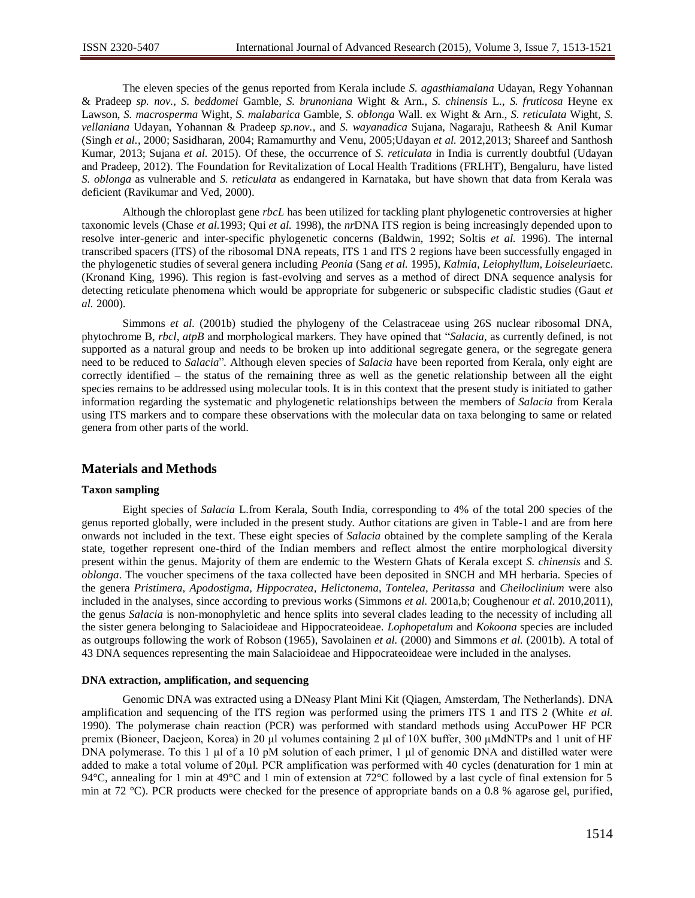The eleven species of the genus reported from Kerala include *S. agasthiamalana* Udayan, Regy Yohannan & Pradeep *sp. nov.*, *S. beddomei* Gamble, *S. brunoniana* Wight & Arn., *S. chinensis* L., *S. fruticosa* Heyne ex Lawson, *S. macrosperma* Wight, *S. malabarica* Gamble, *S. oblonga* Wall. ex Wight & Arn., *S. reticulata* Wight, *S. vellaniana* Udayan, Yohannan & Pradeep *sp.nov.*, and *S. wayanadica* Sujana, Nagaraju, Ratheesh & Anil Kumar (Singh *et al.*, 2000; Sasidharan, 2004; Ramamurthy and Venu, 2005;Udayan *et al.* 2012,2013; Shareef and Santhosh Kumar, 2013; Sujana *et al.* 2015). Of these, the occurrence of *S. reticulata* in India is currently doubtful (Udayan and Pradeep, 2012). The Foundation for Revitalization of Local Health Traditions (FRLHT), Bengaluru, have listed *S. oblonga* as vulnerable and *S. reticulata* as endangered in Karnataka, but have shown that data from Kerala was deficient (Ravikumar and Ved, 2000).

Although the chloroplast gene *rbcL* has been utilized for tackling plant phylogenetic controversies at higher taxonomic levels (Chase *et al.*1993; Qui *et al.* 1998), the *nr*DNA ITS region is being increasingly depended upon to resolve inter-generic and inter-specific phylogenetic concerns (Baldwin, 1992; Soltis *et al.* 1996). The internal transcribed spacers (ITS) of the ribosomal DNA repeats, ITS 1 and ITS 2 regions have been successfully engaged in the phylogenetic studies of several genera including *Peonia* (Sang *et al.* 1995), *Kalmia, Leiophyllum, Loiseleuria*etc. (Kronand King, 1996). This region is fast-evolving and serves as a method of direct DNA sequence analysis for detecting reticulate phenomena which would be appropriate for subgeneric or subspecific cladistic studies (Gaut *et al.* 2000).

Simmons *et al.* (2001b) studied the phylogeny of the Celastraceae using 26S nuclear ribosomal DNA, phytochrome B, *rbcl*, *atpB* and morphological markers. They have opined that "*Salacia*, as currently defined, is not supported as a natural group and needs to be broken up into additional segregate genera, or the segregate genera need to be reduced to *Salacia*". Although eleven species of *Salacia* have been reported from Kerala, only eight are correctly identified – the status of the remaining three as well as the genetic relationship between all the eight species remains to be addressed using molecular tools. It is in this context that the present study is initiated to gather information regarding the systematic and phylogenetic relationships between the members of *Salacia* from Kerala using ITS markers and to compare these observations with the molecular data on taxa belonging to same or related genera from other parts of the world.

## Materials and Methods

### Taxon sampling

Eight species of *Salacia* L.from Kerala, South India, corresponding to 4% of the total 200 species of the genus reported globally, were included in the present study. Author citations are given in Table-1 and are from here onwards not included in the text. These eight species of *Salacia* obtained by the complete sampling of the Kerala state, together represent one-third of the Indian members and reflect almost the entire morphological diversity present within the genus. Majority of them are endemic to the Western Ghats of Kerala except *S. chinensis* and *S. oblonga*. The voucher specimens of the taxa collected have been deposited in SNCH and MH herbaria. Species of the genera *Pristimera, Apodostigma, Hippocratea, Helictonema, Tontelea, Peritassa* and *Cheiloclinium* were also included in the analyses, since according to previous works (Simmons *et al.* 2001a,b; Coughenour *et al*. 2010,2011), the genus *Salacia* is non-monophyletic and hence splits into several clades leading to the necessity of including all the sister genera belonging to Salacioideae and Hippocrateoideae. *Lophopetalum* and *Kokoona* species are included as outgroups following the work of Robson (1965), Savolainen *et al.* (2000) and Simmons *et al.* (2001b). A total of 43 DNA sequences representing the main Salacioideae and Hippocrateoideae were included in the analyses.

### DNA extraction, amplification, and sequencing

Genomic DNA was extracted using a DNeasy Plant Mini Kit (Qiagen, Amsterdam, The Netherlands). DNA amplification and sequencing of the ITS region was performed using the primers ITS 1 and ITS 2 (White *et al.* 1990). The polymerase chain reaction (PCR) was performed with standard methods using AccuPower HF PCR premix (Bioneer, Daejeon, Korea) in 20 µl volumes containing 2 µl of 10X buffer, 300 µMdNTPs and 1 unit of HF DNA polymerase. To this 1 µl of a 10 pM solution of each primer, 1 µl of genomic DNA and distilled water were added to make a total volume of 20µl. PCR amplification was performed with 40 cycles (denaturation for 1 min at 94°C, annealing for 1 min at 49°C and 1 min of extension at 72°C followed by a last cycle of final extension for 5 min at 72 °C). PCR products were checked for the presence of appropriate bands on a 0.8 % agarose gel, purified,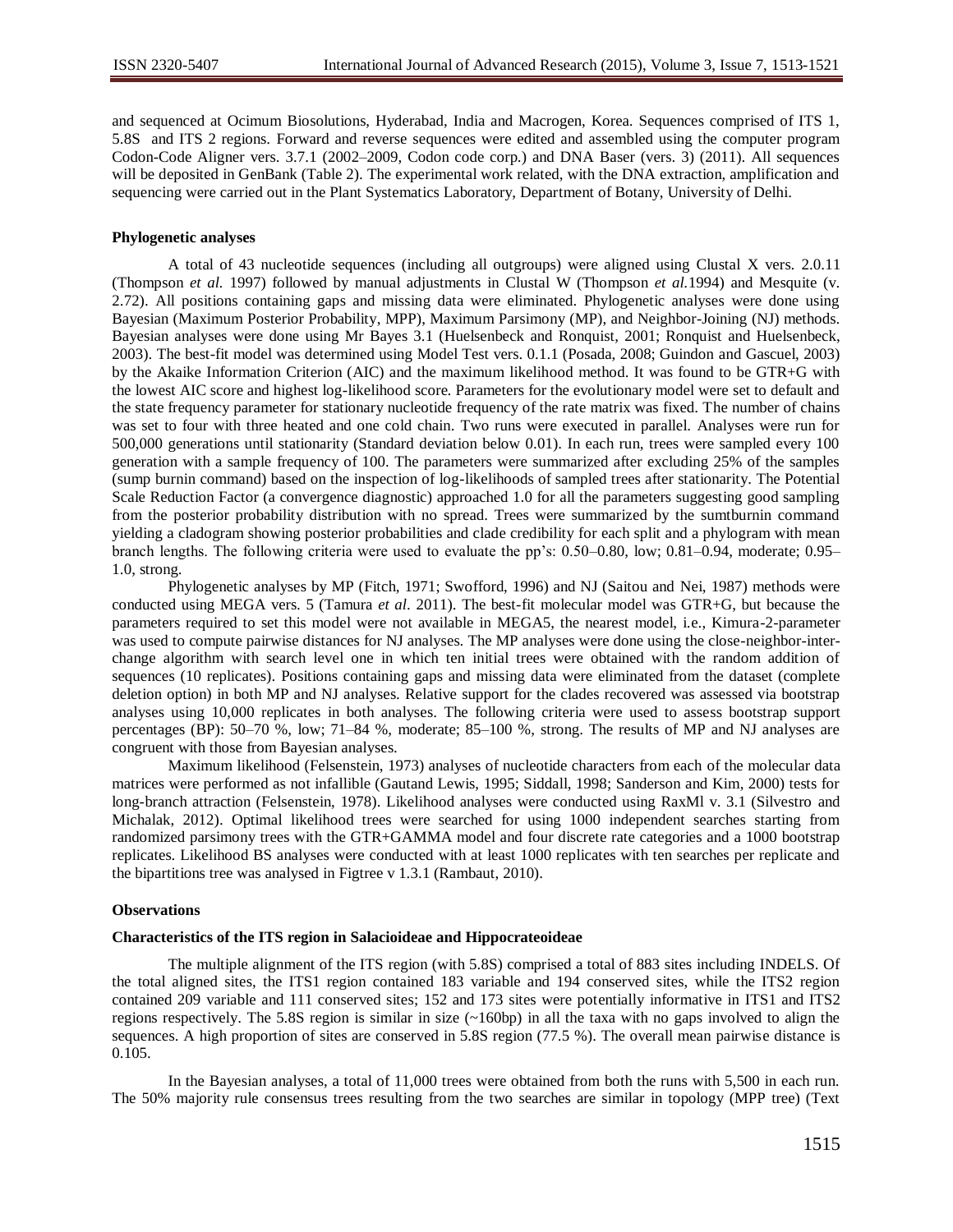and sequenced at Ocimum Biosolutions, Hyderabad, India and Macrogen, Korea. Sequences comprised of ITS 1, 5.8S and ITS 2 regions. Forward and reverse sequences were edited and assembled using the computer program Codon-Code Aligner vers. 3.7.1 (2002–2009, Codon code corp.) and DNA Baser (vers. 3) (2011). All sequences will be deposited in GenBank (Table 2). The experimental work related, with the DNA extraction, amplification and sequencing were carried out in the Plant Systematics Laboratory, Department of Botany, University of Delhi.

**Phylogenetic analyses**

A total of 43 nucleotide sequences (including all outgroups) were aligned using Clustal X vers. 2.0.11 (Thompson *et al.* 1997) followed by manual adjustments in Clustal W (Thompson *et al.*1994) and Mesquite (v. 2.72). All positions containing gaps and missing data were eliminated. Phylogenetic analyses were done using Bayesian (Maximum Posterior Probability, MPP), Maximum Parsimony (MP), and Neighbor-Joining (NJ) methods. Bayesian analyses were done using Mr Bayes 3.1 (Huelsenbeck and Ronquist, 2001; Ronquist and Huelsenbeck, 2003). The best-fit model was determined using Model Test vers. 0.1.1 (Posada, 2008; Guindon and Gascuel, 2003) by the Akaike Information Criterion (AIC) and the maximum likelihood method. It was found to be GTR+G with the lowest AIC score and highest log-likelihood score. Parameters for the evolutionary model were set to default and the state frequency parameter for stationary nucleotide frequency of the rate matrix was fixed. The number of chains was set to four with three heated and one cold chain. Two runs were executed in parallel. Analyses were run for 500,000 generations until stationarity (Standard deviation below 0.01). In each run, trees were sampled every 100 generation with a sample frequency of 100. The parameters were summarized after excluding 25% of the samples (sump burnin command) based on the inspection of log-likelihoods of sampled trees after stationarity. The Potential Scale Reduction Factor (a convergence diagnostic) approached 1.0 for all the parameters suggesting good sampling from the posterior probability distribution with no spread. Trees were summarized by the sumtburnin command yielding a cladogram showing posterior probabilities and clade credibility for each split and a phylogram with mean branch lengths. The following criteria were used to evaluate the pp's: 0.50–0.80, low; 0.81–0.94, moderate; 0.95–1.0, strong.

Phylogenetic analyses by MP (Fitch, 1971; Swofford, 1996) and NJ (Saitou and Nei, 1987) methods were conducted using MEGA vers. 5 (Tamura *et al*. 2011). The best-fit molecular model was GTR+G, but because the parameters required to set this model were not available in MEGA5, the nearest model, i.e., Kimura-2-parameter was used to compute pairwise distances for NJ analyses. The MP analyses were done using the close-neighbor-inter-change algorithm with search level one in which ten initial trees were obtained with the random addition of sequences (10 replicates). Positions containing gaps and missing data were eliminated from the dataset (complete deletion option) in both MP and NJ analyses. Relative support for the clades recovered was assessed via bootstrap analyses using 10,000 replicates in both analyses. The following criteria were used to assess bootstrap support percentages (BP): 50–70 %, low; 71–84 %, moderate; 85–100 %, strong. The results of MP and NJ analyses are congruent with those from Bayesian analyses.

Maximum likelihood (Felsenstein, 1973) analyses of nucleotide characters from each of the molecular data matrices were performed as not infallible (Gautand Lewis, 1995; Siddall, 1998; Sanderson and Kim, 2000) tests for long-branch attraction (Felsenstein, 1978). Likelihood analyses were conducted using RaxMl v. 3.1 (Silvestro and Michalak, 2012). Optimal likelihood trees were searched for using 1000 independent searches starting from randomized parsimony trees with the GTR+GAMMA model and four discrete rate categories and a 1000 bootstrap replicates. Likelihood BS analyses were conducted with at least 1000 replicates with ten searches per replicate and the bipartitions tree was analysed in Figtree v 1.3.1 (Rambaut, 2010).

**Observations**

**Characteristics of the ITS region in Salacioideae and Hippocrateoideae**

The multiple alignment of the ITS region (with 5.8S) comprised a total of 883 sites including INDELS. Of the total aligned sites, the ITS1 region contained 183 variable and 194 conserved sites, while the ITS2 region contained 209 variable and 111 conserved sites; 152 and 173 sites were potentially informative in ITS1 and ITS2 regions respectively. The 5.8S region is similar in size (~160bp) in all the taxa with no gaps involved to align the sequences. A high proportion of sites are conserved in 5.8S region (77.5 %). The overall mean pairwise distance is 0.105.

In the Bayesian analyses, a total of 11,000 trees were obtained from both the runs with 5,500 in each run. The 50% majority rule consensus trees resulting from the two searches are similar in topology (MPP tree) (Text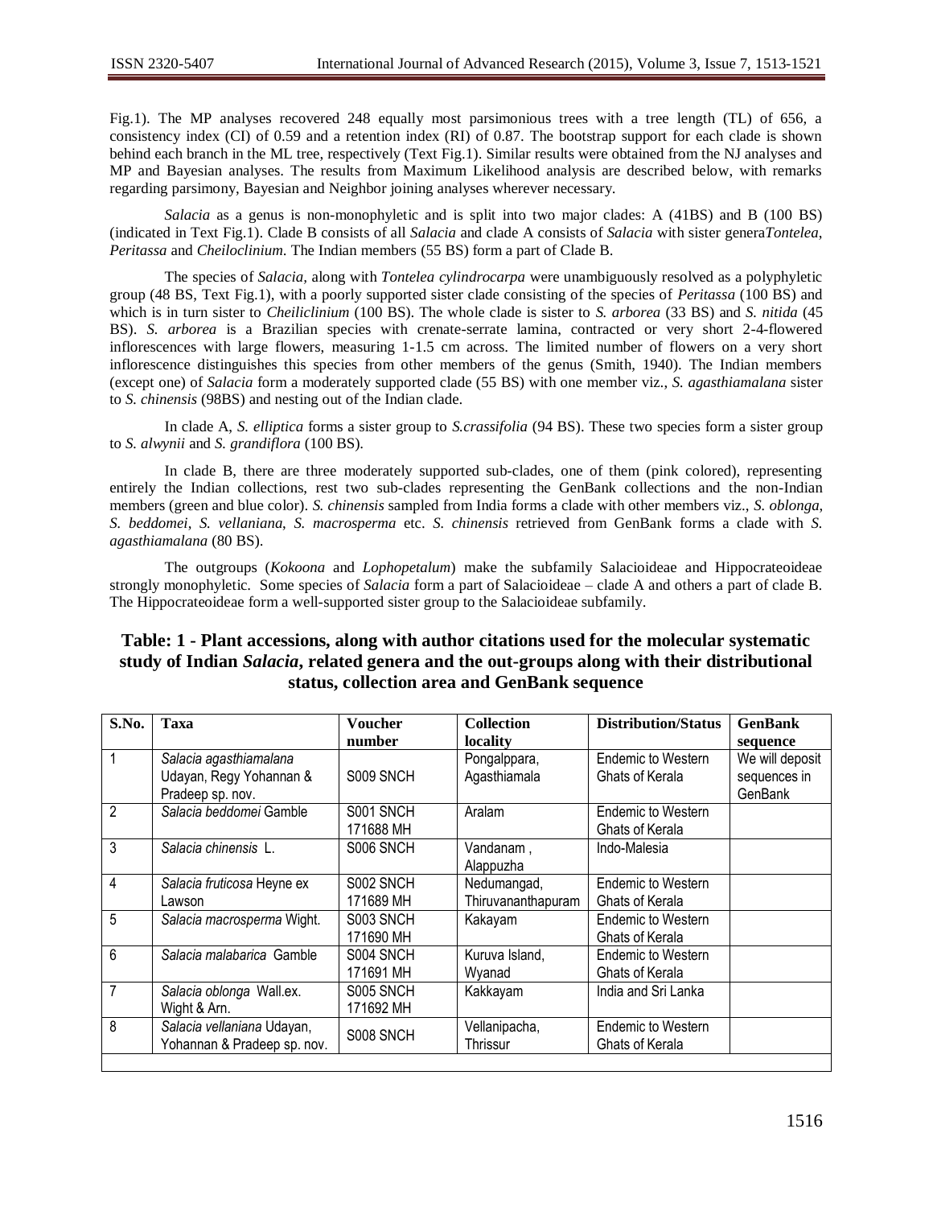Fig.1). The MP analyses recovered 248 equally most parsimonious trees with a tree length (TL) of 656, a consistency index (CI) of 0.59 and a retention index (RI) of 0.87. The bootstrap support for each clade is shown behind each branch in the ML tree, respectively (Text Fig.1). Similar results were obtained from the NJ analyses and MP and Bayesian analyses. The results from Maximum Likelihood analysis are described below, with remarks regarding parsimony, Bayesian and Neighbor joining analyses wherever necessary.

*Salacia* as a genus is non-monophyletic and is split into two major clades: A (41BS) and B (100 BS) (indicated in Text Fig.1). Clade B consists of all *Salacia* and clade A consists of *Salacia* with sister genera*Tontelea*, *Peritassa* and *Cheiloclinium*. The Indian members (55 BS) form a part of Clade B.

The species of *Salacia*, along with *Tontelea cylindrocarpa* were unambiguously resolved as a polyphyletic group (48 BS, Text Fig.1), with a poorly supported sister clade consisting of the species of *Peritassa* (100 BS) and which is in turn sister to *Cheiliclinium* (100 BS). The whole clade is sister to *S. arborea* (33 BS) and *S. nitida* (45 BS). *S. arborea* is a Brazilian species with crenate-serrate lamina, contracted or very short 2-4-flowered inflorescences with large flowers, measuring 1-1.5 cm across. The limited number of flowers on a very short inflorescence distinguishes this species from other members of the genus (Smith, 1940). The Indian members (except one) of *Salacia* form a moderately supported clade (55 BS) with one member viz., *S. agasthiamalana* sister to *S. chinensis* (98BS) and nesting out of the Indian clade.

In clade A, *S. elliptica* forms a sister group to *S.crassifolia* (94 BS). These two species form a sister group to *S. alwynii* and *S. grandiflora* (100 BS).

In clade B, there are three moderately supported sub-clades, one of them (pink colored), representing entirely the Indian collections, rest two sub-clades representing the GenBank collections and the non-Indian members (green and blue color). *S. chinensis* sampled from India forms a clade with other members viz., *S. oblonga*, *S. beddomei*, *S. vellaniana*, *S. macrosperma* etc. *S. chinensis* retrieved from GenBank forms a clade with *S. agasthiamalana* (80 BS).

The outgroups (*Kokoona* and *Lophopetalum*) make the subfamily Salacioideae and Hippocrateoideae strongly monophyletic. Some species of *Salacia* form a part of Salacioideae – clade A and others a part of clade B. The Hippocrateoideae form a well-supported sister group to the Salacioideae subfamily.

## Table: 1 - Plant accessions, along with author citations used for the molecular systematic study of Indian *Salacia*, related genera and the out-groups along with their distributional status, collection area and GenBank sequence

| S.No. | Taxa | Voucher number | Collection locality | Distribution/Status | GenBank sequence |
|---|---|---|---|---|---|
| 1 | *Salacia agasthiamalana* Udayan, Regy Yohannan & Pradeep sp. nov. | S009 SNCH | Pongalppara, Agasthiamala | Endemic to Western Ghats of Kerala | We will deposit sequences in GenBank |
| 2 | *Salacia beddomei* Gamble | S001 SNCH 171688 MH | Aralam | Endemic to Western Ghats of Kerala | |
| 3 | *Salacia chinensis* L. | S006 SNCH | Vandanam , Alappuzha | Indo-Malesia | |
| 4 | *Salacia fruticosa* Heyne ex Lawson | S002 SNCH 171689 MH | Nedumangad, Thiruvananthapuram | Endemic to Western Ghats of Kerala | |
| 5 | *Salacia macrosperma* Wight. | S003 SNCH 171690 MH | Kakayam | Endemic to Western Ghats of Kerala | |
| 6 | *Salacia malabarica* Gamble | S004 SNCH 171691 MH | Kuruva Island, Wyanad | Endemic to Western Ghats of Kerala | |
| 7 | *Salacia oblonga* Wall.ex. Wight & Arn. | S005 SNCH 171692 MH | Kakkayam | India and Sri Lanka | |
| 8 | *Salacia vellaniana* Udayan, Yohannan & Pradeep sp. nov. | S008 SNCH | Vellanipacha, Thrissur | Endemic to Western Ghats of Kerala | |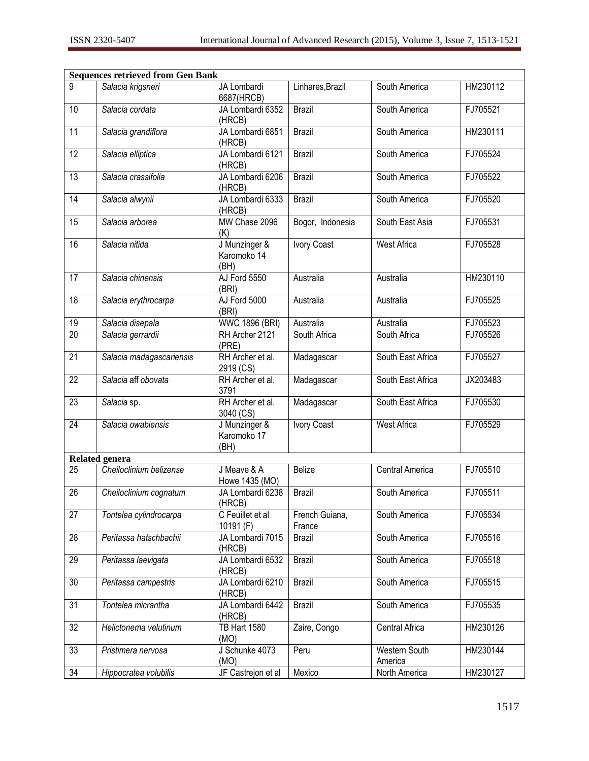| | | | | | |
|---|---|---|---|---|---|
| **Sequences retrieved from Gen Bank** | | | | | |
| 9 | *Salacia krigsneri* | JA Lombardi 6687(HRCB) | Linhares,Brazil | South America | HM230112 |
| 10 | *Salacia cordata* | JA Lombardi 6352 (HRCB) | Brazil | South America | FJ705521 |
| 11 | *Salacia grandiflora* | JA Lombardi 6851 (HRCB) | Brazil | South America | HM230111 |
| 12 | *Salacia elliptica* | JA Lombardi 6121 (HRCB) | Brazil | South America | FJ705524 |
| 13 | *Salacia crassifolia* | JA Lombardi 6206 (HRCB) | Brazil | South America | FJ705522 |
| 14 | *Salacia alwynii* | JA Lombardi 6333 (HRCB) | Brazil | South America | FJ705520 |
| 15 | *Salacia arborea* | MW Chase 2096 (K) | Bogor, Indonesia | South East Asia | FJ705531 |
| 16 | *Salacia nitida* | J Munzinger & Karomoko 14 (BH) | Ivory Coast | West Africa | FJ705528 |
| 17 | *Salacia chinensis* | AJ Ford 5550 (BRI) | Australia | Australia | HM230110 |
| 18 | *Salacia erythrocarpa* | AJ Ford 5000 (BRI) | Australia | Australia | FJ705525 |
| 19 | *Salacia disepala* | WWC 1896 (BRI) | Australia | Australia | FJ705523 |
| 20 | *Salacia gerrardii* | RH Archer 2121 (PRE) | South Africa | South Africa | FJ705526 |
| 21 | *Salacia madagascariensis* | RH Archer et al. 2919 (CS) | Madagascar | South East Africa | FJ705527 |
| 22 | *Salacia aff obovata* | RH Archer et al. 3791 | Madagascar | South East Africa | JX203483 |
| 23 | *Salacia* sp. | RH Archer et al. 3040 (CS) | Madagascar | South East Africa | FJ705530 |
| 24 | *Salacia owabiensis* | J Munzinger & Karomoko 17 (BH) | Ivory Coast | West Africa | FJ705529 |
| **Related genera** | | | | | |
| 25 | *Cheiloclinium belizense* | J Meave & A Howe 1435 (MO) | Belize | Central America | FJ705510 |
| 26 | *Cheiloclinium cognatum* | JA Lombardi 6238 (HRCB) | Brazil | South America | FJ705511 |
| 27 | *Tontelea cylindrocarpa* | C Feuillet et al 10191 (F) | French Guiana, France | South America | FJ705534 |
| 28 | *Peritassa hatschbachii* | JA Lombardi 7015 (HRCB) | Brazil | South America | FJ705516 |
| 29 | *Peritassa laevigata* | JA Lombardi 6532 (HRCB) | Brazil | South America | FJ705518 |
| 30 | *Peritassa campestris* | JA Lombardi 6210 (HRCB) | Brazil | South America | FJ705515 |
| 31 | *Tontelea micrantha* | JA Lombardi 6442 (HRCB) | Brazil | South America | FJ705535 |
| 32 | *Helictonema velutinum* | TB Hart 1580 (MO) | Zaire, Congo | Central Africa | HM230126 |
| 33 | *Pristimera nervosa* | J Schunke 4073 (MO) | Peru | Western South America | HM230144 |
| 34 | *Hippocratea volubilis* | JF Castrejon et al | Mexico | North America | HM230127 |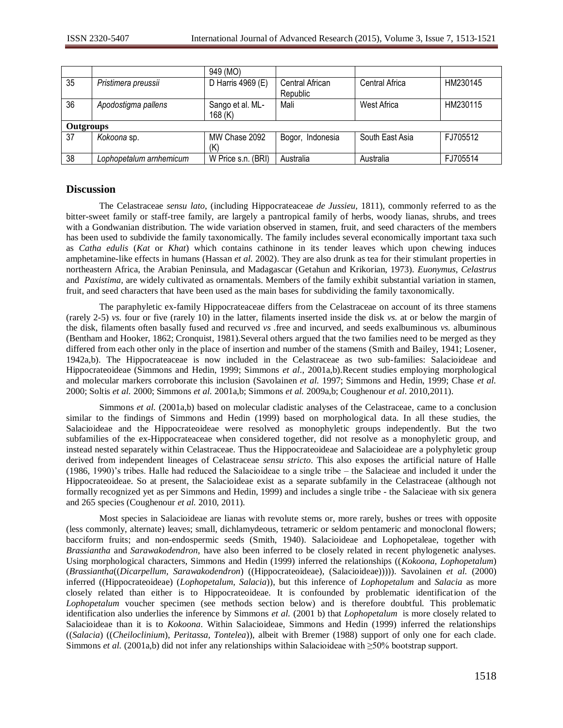|  |  | 949 (MO) |  |  |  |
| --- | --- | --- | --- | --- | --- |
| 35 | *Pristimera preussii* | D Harris 4969 (E) | Central African Republic | Central Africa | HM230145 |
| 36 | *Apodostigma pallens* | Sango et al. ML-168 (K) | Mali | West Africa | HM230115 |
| **Outgroups** |  |  |  |  |  |
| 37 | *Kokoona* sp. | MW Chase 2092 (K) | Bogor, Indonesia | South East Asia | FJ705512 |
| 38 | *Lophopetalum arnhemicum* | W Price s.n. (BRI) | Australia | Australia | FJ705514 |

## Discussion

The Celastraceae *sensu lato*, (including Hippocrateaceae *de Jussieu*, 1811), commonly referred to as the bitter-sweet family or staff-tree family, are largely a pantropical family of herbs, woody lianas, shrubs, and trees with a Gondwanian distribution. The wide variation observed in stamen, fruit, and seed characters of the members has been used to subdivide the family taxonomically. The family includes several economically important taxa such as *Catha edulis* (*Kat* or *Khat*) which contains cathinone in its tender leaves which upon chewing induces amphetamine-like effects in humans (Hassan *et al.* 2002). They are also drunk as tea for their stimulant properties in northeastern Africa, the Arabian Peninsula, and Madagascar (Getahun and Krikorian, 1973). *Euonymus, Celastrus* and *Paxistima,* are widely cultivated as ornamentals. Members of the family exhibit substantial variation in stamen, fruit, and seed characters that have been used as the main bases for subdividing the family taxonomically.

The paraphyletic ex-family Hippocrateaceae differs from the Celastraceae on account of its three stamens (rarely 2-5) *vs.* four or five (rarely 10) in the latter, filaments inserted inside the disk *vs.* at or below the margin of the disk, filaments often basally fused and recurved *vs* .free and incurved, and seeds exalbuminous *vs.* albuminous (Bentham and Hooker, 1862; Cronquist, 1981).Several others argued that the two families need to be merged as they differed from each other only in the place of insertion and number of the stamens (Smith and Bailey, 1941; Losener, 1942a,b). The Hippocrateaceae is now included in the Celastraceae as two sub-families: Salacioideae and Hippocrateoideae (Simmons and Hedin, 1999; Simmons *et al.,* 2001a,b).Recent studies employing morphological and molecular markers corroborate this inclusion (Savolainen *et al.* 1997; Simmons and Hedin, 1999; Chase *et al.* 2000; Soltis *et al.* 2000; Simmons *et al.* 2001a,b; Simmons *et al.* 2009a,b; Coughenour *et al*. 2010,2011).

Simmons *et al.* (2001a,b) based on molecular cladistic analyses of the Celastraceae, came to a conclusion similar to the findings of Simmons and Hedin (1999) based on morphological data. In all these studies, the Salacioideae and the Hippocrateoideae were resolved as monophyletic groups independently. But the two subfamilies of the ex-Hippocrateaceae when considered together, did not resolve as a monophyletic group, and instead nested separately within Celastraceae. Thus the Hippocrateoideae and Salacioideae are a polyphyletic group derived from independent lineages of Celastraceae *sensu stricto*. This also exposes the artificial nature of Halle (1986, 1990)'s tribes. Halle had reduced the Salacioideae to a single tribe – the Salacieae and included it under the Hippocrateoideae. So at present, the Salacioideae exist as a separate subfamily in the Celastraceae (although not formally recognized yet as per Simmons and Hedin, 1999) and includes a single tribe - the Salacieae with six genera and 265 species (Coughenour *et al.* 2010, 2011).

Most species in Salacioideae are lianas with revolute stems or, more rarely, bushes or trees with opposite (less commonly, alternate) leaves; small, dichlamydeous, tetrameric or seldom pentameric and monoclonal flowers; bacciform fruits; and non-endospermic seeds (Smith, 1940). Salacioideae and Lophopetaleae, together with *Brassiantha* and *Sarawakodendron*, have also been inferred to be closely related in recent phylogenetic analyses. Using morphological characters, Simmons and Hedin (1999) inferred the relationships ((*Kokoona, Lophopetalum*) (*Brassiantha*((*Dicarpellum, Sarawakodendron*) ((Hippocrateoideae), (Salacioideae))))). Savolainen *et al.* (2000) inferred ((Hippocrateoideae) (*Lophopetalum, Salacia*)), but this inference of *Lophopetalum* and *Salacia* as more closely related than either is to Hippocrateoideae. It is confounded by problematic identification of the *Lophopetalum* voucher specimen (see methods section below) and is therefore doubtful. This problematic identification also underlies the inference by Simmons *et al.* (2001 b) that *Lophopetalum* is more closely related to Salacioideae than it is to *Kokoona*. Within Salacioideae, Simmons and Hedin (1999) inferred the relationships ((*Salacia*) ((*Cheiloclinium*), *Peritassa, Tontelea*)), albeit with Bremer (1988) support of only one for each clade. Simmons *et al.* (2001a,b) did not infer any relationships within Salacioideae with ≥50% bootstrap support.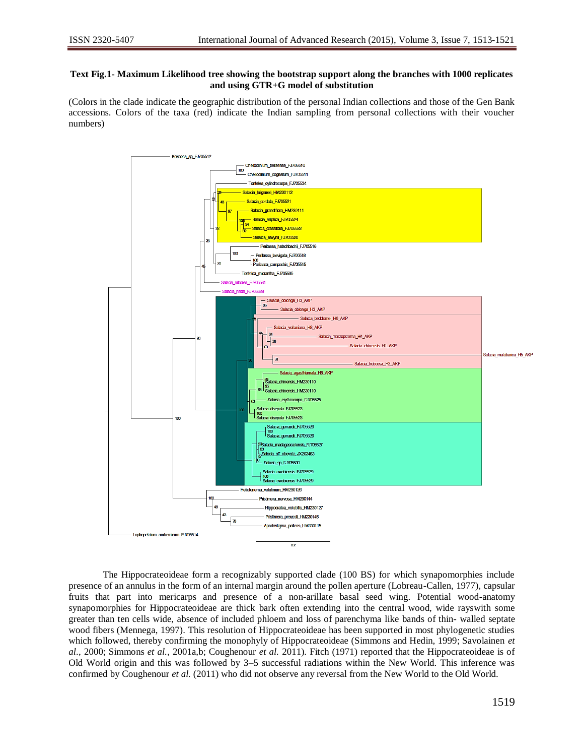**Text Fig.1- Maximum Likelihood tree showing the bootstrap support along the branches with 1000 replicates and using GTR+G model of substitution**

(Colors in the clade indicate the geographic distribution of the personal Indian collections and those of the Gen Bank accessions. Colors of the taxa (red) indicate the Indian sampling from personal collections with their voucher numbers)

The Hippocrateoideae form a recognizably supported clade (100 BS) for which synapomorphies include presence of an annulus in the form of an internal margin around the pollen aperture (Lobreau-Callen, 1977), capsular fruits that part into mericarps and presence of a non-arillate basal seed wing. Potential wood-anatomy synapomorphies for Hippocrateoideae are thick bark often extending into the central wood, wide rayswith some greater than ten cells wide, absence of included phloem and loss of parenchyma like bands of thin- walled septate wood fibers (Mennega, 1997). This resolution of Hippocrateoideae has been supported in most phylogenetic studies which followed, thereby confirming the monophyly of Hippocrateoideae (Simmons and Hedin, 1999; Savolainen *et al.*, 2000; Simmons *et al.*, 2001a,b; Coughenour *et al.* 2011). Fitch (1971) reported that the Hippocrateoideae is of Old World origin and this was followed by 3–5 successful radiations within the New World. This inference was confirmed by Coughenour *et al.* (2011) who did not observe any reversal from the New World to the Old World.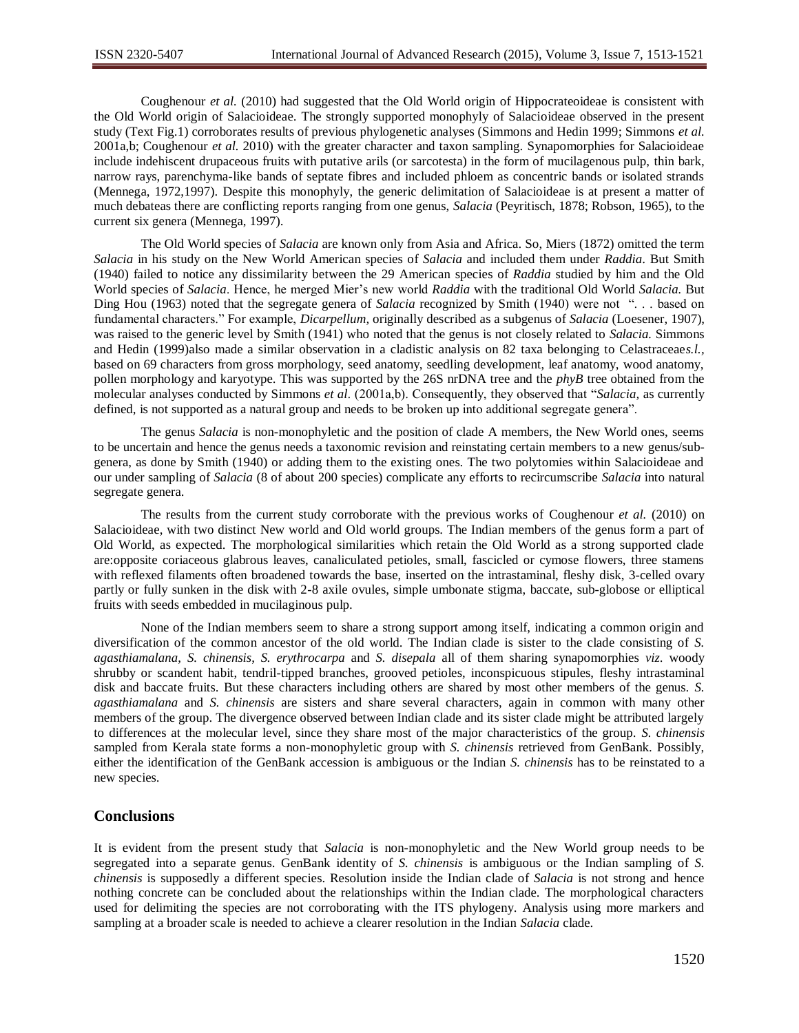Coughenour *et al.* (2010) had suggested that the Old World origin of Hippocrateoideae is consistent with the Old World origin of Salacioideae. The strongly supported monophyly of Salacioideae observed in the present study (Text Fig.1) corroborates results of previous phylogenetic analyses (Simmons and Hedin 1999; Simmons *et al.* 2001a,b; Coughenour *et al.* 2010) with the greater character and taxon sampling. Synapomorphies for Salacioideae include indehiscent drupaceous fruits with putative arils (or sarcotesta) in the form of mucilagenous pulp, thin bark, narrow rays, parenchyma-like bands of septate fibres and included phloem as concentric bands or isolated strands (Mennega, 1972,1997). Despite this monophyly, the generic delimitation of Salacioideae is at present a matter of much debateas there are conflicting reports ranging from one genus, *Salacia* (Peyritisch, 1878; Robson, 1965), to the current six genera (Mennega, 1997).

The Old World species of *Salacia* are known only from Asia and Africa. So, Miers (1872) omitted the term *Salacia* in his study on the New World American species of *Salacia* and included them under *Raddia*. But Smith (1940) failed to notice any dissimilarity between the 29 American species of *Raddia* studied by him and the Old World species of *Salacia*. Hence, he merged Mier's new world *Raddia* with the traditional Old World *Salacia.* But Ding Hou (1963) noted that the segregate genera of *Salacia* recognized by Smith (1940) were not ". . . based on fundamental characters." For example, *Dicarpellum,* originally described as a subgenus of *Salacia* (Loesener, 1907), was raised to the generic level by Smith (1941) who noted that the genus is not closely related to *Salacia.* Simmons and Hedin (1999)also made a similar observation in a cladistic analysis on 82 taxa belonging to Celastraceae*s.l.*, based on 69 characters from gross morphology, seed anatomy, seedling development, leaf anatomy, wood anatomy, pollen morphology and karyotype. This was supported by the 26S nrDNA tree and the *phyB* tree obtained from the molecular analyses conducted by Simmons *et al*. (2001a,b). Consequently, they observed that "*Salacia,* as currently defined, is not supported as a natural group and needs to be broken up into additional segregate genera".

The genus *Salacia* is non-monophyletic and the position of clade A members, the New World ones, seems to be uncertain and hence the genus needs a taxonomic revision and reinstating certain members to a new genus/sub-genera, as done by Smith (1940) or adding them to the existing ones. The two polytomies within Salacioideae and our under sampling of *Salacia* (8 of about 200 species) complicate any efforts to recircumscribe *Salacia* into natural segregate genera.

The results from the current study corroborate with the previous works of Coughenour *et al.* (2010) on Salacioideae, with two distinct New world and Old world groups. The Indian members of the genus form a part of Old World, as expected. The morphological similarities which retain the Old World as a strong supported clade are:opposite coriaceous glabrous leaves, canaliculated petioles, small, fascicled or cymose flowers, three stamens with reflexed filaments often broadened towards the base, inserted on the intrastaminal, fleshy disk, 3-celled ovary partly or fully sunken in the disk with 2-8 axile ovules, simple umbonate stigma, baccate, sub-globose or elliptical fruits with seeds embedded in mucilaginous pulp.

None of the Indian members seem to share a strong support among itself, indicating a common origin and diversification of the common ancestor of the old world. The Indian clade is sister to the clade consisting of *S. agasthiamalana*, *S. chinensis*, *S. erythrocarpa* and *S. disepala* all of them sharing synapomorphies *viz.* woody shrubby or scandent habit, tendril-tipped branches, grooved petioles, inconspicuous stipules, fleshy intrastaminal disk and baccate fruits. But these characters including others are shared by most other members of the genus. *S. agasthiamalana* and *S. chinensis* are sisters and share several characters, again in common with many other members of the group. The divergence observed between Indian clade and its sister clade might be attributed largely to differences at the molecular level, since they share most of the major characteristics of the group. *S. chinensis* sampled from Kerala state forms a non-monophyletic group with *S. chinensis* retrieved from GenBank. Possibly, either the identification of the GenBank accession is ambiguous or the Indian *S. chinensis* has to be reinstated to a new species.

## Conclusions

It is evident from the present study that *Salacia* is non-monophyletic and the New World group needs to be segregated into a separate genus. GenBank identity of *S. chinensis* is ambiguous or the Indian sampling of *S. chinensis* is supposedly a different species. Resolution inside the Indian clade of *Salacia* is not strong and hence nothing concrete can be concluded about the relationships within the Indian clade. The morphological characters used for delimiting the species are not corroborating with the ITS phylogeny. Analysis using more markers and sampling at a broader scale is needed to achieve a clearer resolution in the Indian *Salacia* clade.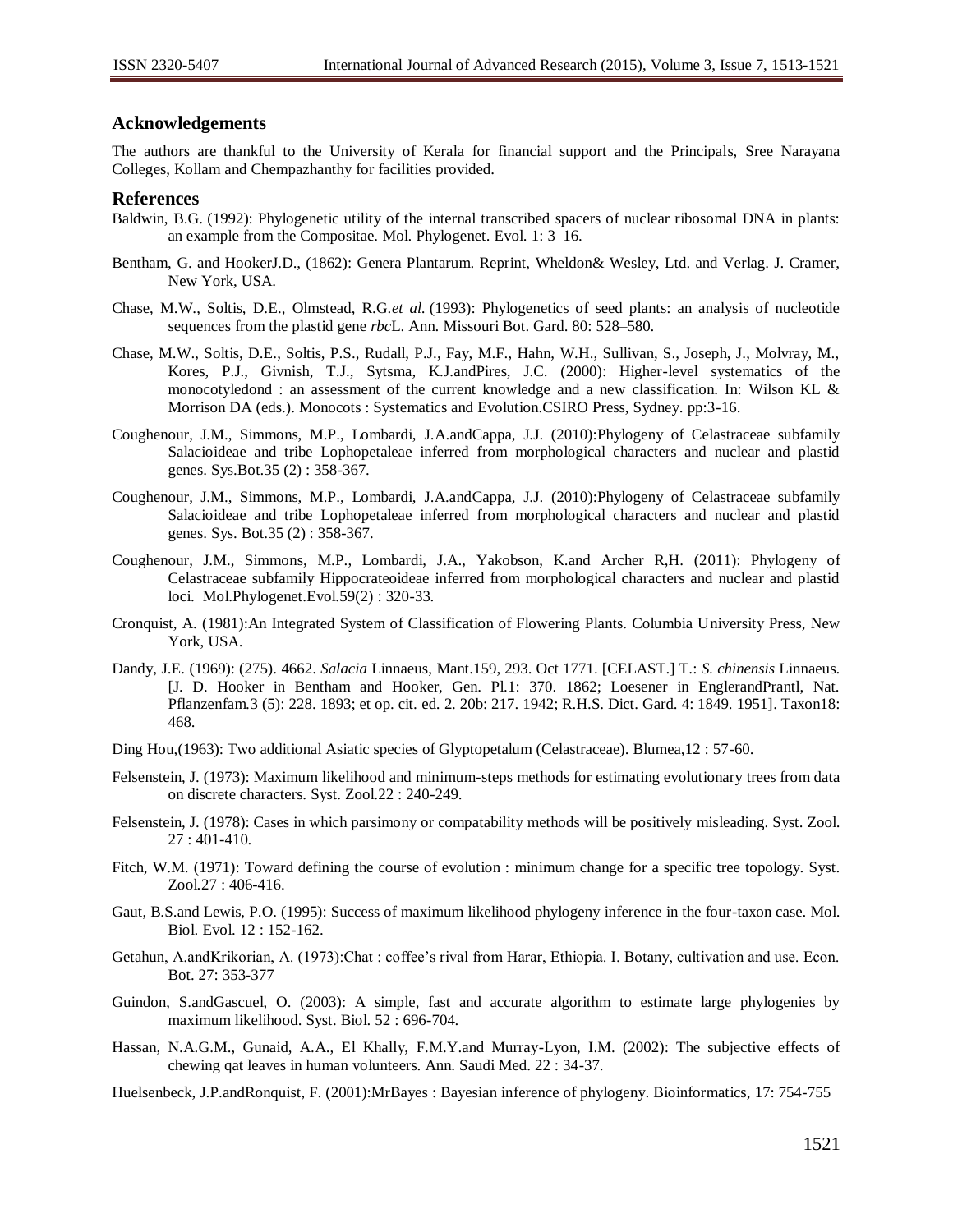## Acknowledgements

The authors are thankful to the University of Kerala for financial support and the Principals, Sree Narayana Colleges, Kollam and Chempazhanthy for facilities provided.

## References

Baldwin, B.G. (1992): Phylogenetic utility of the internal transcribed spacers of nuclear ribosomal DNA in plants: an example from the Compositae. Mol. Phylogenet. Evol. 1: 3–16.

Bentham, G. and HookerJ.D., (1862): Genera Plantarum. Reprint, Wheldon& Wesley, Ltd. and Verlag. J. Cramer, New York, USA.

Chase, M.W., Soltis, D.E., Olmstead, R.G.*et al.* (1993): Phylogenetics of seed plants: an analysis of nucleotide sequences from the plastid gene *rbc*L. Ann. Missouri Bot. Gard. 80: 528–580.

Chase, M.W., Soltis, D.E., Soltis, P.S., Rudall, P.J., Fay, M.F., Hahn, W.H., Sullivan, S., Joseph, J., Molvray, M., Kores, P.J., Givnish, T.J., Sytsma, K.J.andPires, J.C. (2000): Higher-level systematics of the monocotyledond : an assessment of the current knowledge and a new classification. In: Wilson KL & Morrison DA (eds.). Monocots : Systematics and Evolution.CSIRO Press, Sydney. pp:3-16.

Coughenour, J.M., Simmons, M.P., Lombardi, J.A.andCappa, J.J. (2010):Phylogeny of Celastraceae subfamily Salacioideae and tribe Lophopetaleae inferred from morphological characters and nuclear and plastid genes. Sys.Bot.35 (2) : 358-367.

Coughenour, J.M., Simmons, M.P., Lombardi, J.A.andCappa, J.J. (2010):Phylogeny of Celastraceae subfamily Salacioideae and tribe Lophopetaleae inferred from morphological characters and nuclear and plastid genes. Sys. Bot.35 (2) : 358-367.

Coughenour, J.M., Simmons, M.P., Lombardi, J.A., Yakobson, K.and Archer R,H. (2011): Phylogeny of Celastraceae subfamily Hippocrateoideae inferred from morphological characters and nuclear and plastid loci. Mol.Phylogenet.Evol.59(2) : 320-33.

Cronquist, A. (1981):An Integrated System of Classification of Flowering Plants. Columbia University Press, New York, USA.

Dandy, J.E. (1969): (275). 4662. *Salacia* Linnaeus, Mant.159, 293. Oct 1771. [CELAST.] T.: *S. chinensis* Linnaeus. [J. D. Hooker in Bentham and Hooker, Gen. Pl.1: 370. 1862; Loesener in EnglerandPrantl, Nat. Pflanzenfam.3 (5): 228. 1893; et op. cit. ed. 2. 20b: 217. 1942; R.H.S. Dict. Gard. 4: 1849. 1951]. Taxon18: 468.

Ding Hou,(1963): Two additional Asiatic species of Glyptopetalum (Celastraceae). Blumea,12 : 57-60.

Felsenstein, J. (1973): Maximum likelihood and minimum-steps methods for estimating evolutionary trees from data on discrete characters. Syst. Zool.22 : 240-249.

Felsenstein, J. (1978): Cases in which parsimony or compatability methods will be positively misleading. Syst. Zool. 27 : 401-410.

Fitch, W.M. (1971): Toward defining the course of evolution : minimum change for a specific tree topology. Syst. Zool.27 : 406-416.

Gaut, B.S.and Lewis, P.O. (1995): Success of maximum likelihood phylogeny inference in the four-taxon case. Mol. Biol. Evol. 12 : 152-162.

Getahun, A.andKrikorian, A. (1973):Chat : coffee's rival from Harar, Ethiopia. I. Botany, cultivation and use. Econ. Bot. 27: 353-377

Guindon, S.andGascuel, O. (2003): A simple, fast and accurate algorithm to estimate large phylogenies by maximum likelihood. Syst. Biol. 52 : 696-704.

Hassan, N.A.G.M., Gunaid, A.A., El Khally, F.M.Y.and Murray-Lyon, I.M. (2002): The subjective effects of chewing qat leaves in human volunteers. Ann. Saudi Med. 22 : 34-37.

Huelsenbeck, J.P.andRonquist, F. (2001):MrBayes : Bayesian inference of phylogeny. Bioinformatics, 17: 754-755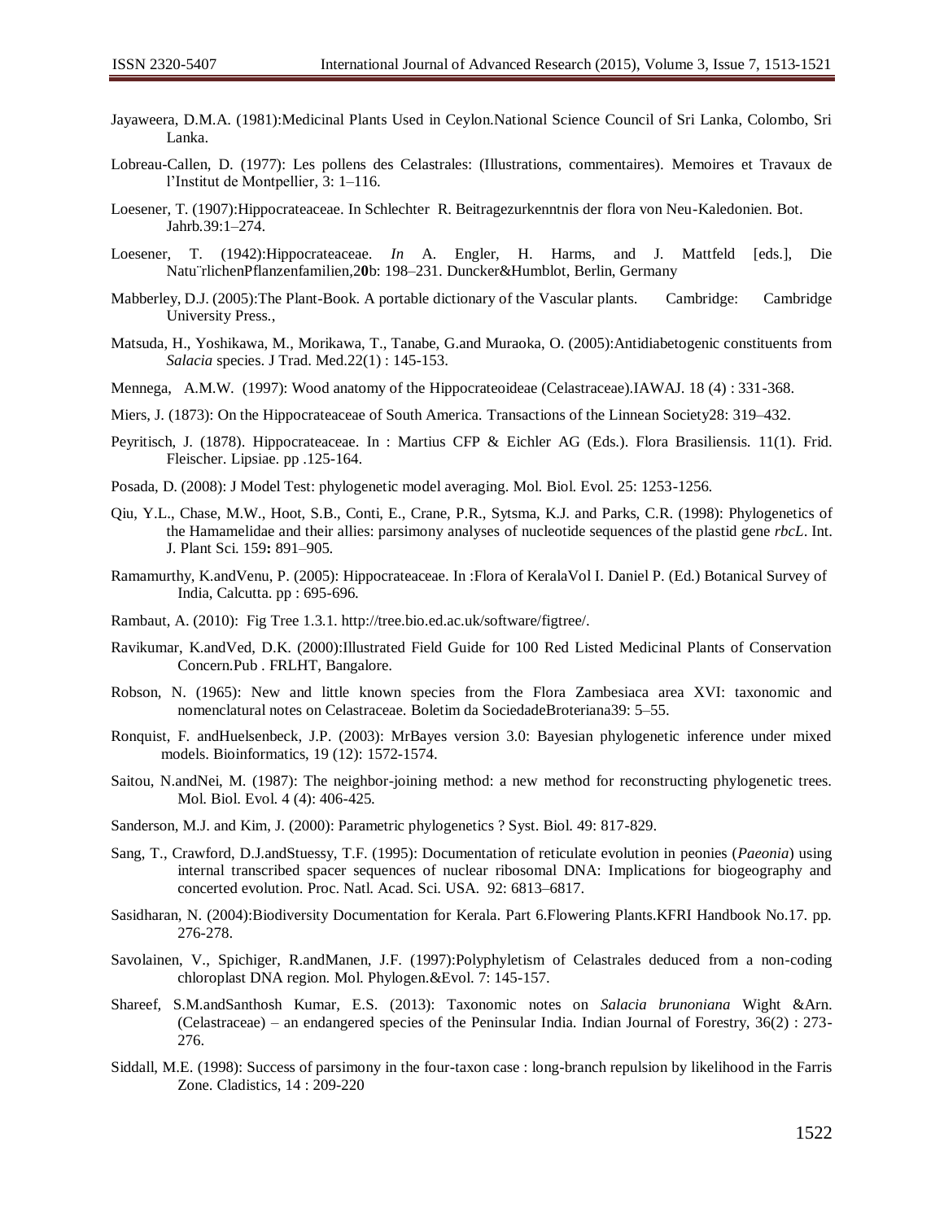Jayaweera, D.M.A. (1981):Medicinal Plants Used in Ceylon.National Science Council of Sri Lanka, Colombo, Sri Lanka.

Lobreau-Callen, D. (1977): Les pollens des Celastrales: (Illustrations, commentaires). Memoires et Travaux de l'Institut de Montpellier, 3: 1–116.

Loesener, T. (1907):Hippocrateaceae. In Schlechter R. Beitragezurkenntnis der flora von Neu-Kaledonien. Bot. Jahrb.39:1–274.

Loesener, T. (1942):Hippocrateaceae. *In* A. Engler, H. Harms, and J. Mattfeld [eds.], Die Natu¨rlichenPflanzenfamilien,2**0**b: 198–231. Duncker&Humblot, Berlin, Germany

Mabberley, D.J. (2005):The Plant-Book. A portable dictionary of the Vascular plants. Cambridge: Cambridge University Press.,

Matsuda, H., Yoshikawa, M., Morikawa, T., Tanabe, G.and Muraoka, O. (2005):Antidiabetogenic constituents from *Salacia* species. J Trad. Med.22(1) : 145-153.

Mennega, A.M.W. (1997): Wood anatomy of the Hippocrateoideae (Celastraceae).IAWAJ. 18 (4) : 331-368.

Miers, J. (1873): On the Hippocrateaceae of South America. Transactions of the Linnean Society28: 319–432.

Peyritisch, J. (1878). Hippocrateaceae. In : Martius CFP & Eichler AG (Eds.). Flora Brasiliensis. 11(1). Frid. Fleischer. Lipsiae. pp .125-164.

Posada, D. (2008): J Model Test: phylogenetic model averaging. Mol. Biol. Evol. 25: 1253-1256.

Qiu, Y.L., Chase, M.W., Hoot, S.B., Conti, E., Crane, P.R., Sytsma, K.J. and Parks, C.R. (1998): Phylogenetics of the Hamamelidae and their allies: parsimony analyses of nucleotide sequences of the plastid gene *rbcL*. Int. J. Plant Sci. 159**:** 891–905.

Ramamurthy, K.andVenu, P. (2005): Hippocrateaceae. In :Flora of KeralaVol I. Daniel P. (Ed.) Botanical Survey of India, Calcutta. pp : 695-696.

Rambaut, A. (2010): Fig Tree 1.3.1. http://tree.bio.ed.ac.uk/software/figtree/.

Ravikumar, K.andVed, D.K. (2000):Illustrated Field Guide for 100 Red Listed Medicinal Plants of Conservation Concern.Pub . FRLHT, Bangalore.

Robson, N. (1965): New and little known species from the Flora Zambesiaca area XVI: taxonomic and nomenclatural notes on Celastraceae. Boletim da SociedadeBroteriana39: 5–55.

Ronquist, F. andHuelsenbeck, J.P. (2003): MrBayes version 3.0: Bayesian phylogenetic inference under mixed models. Bioinformatics, 19 (12): 1572-1574.

Saitou, N.andNei, M. (1987): The neighbor-joining method: a new method for reconstructing phylogenetic trees. Mol. Biol. Evol. 4 (4): 406-425.

Sanderson, M.J. and Kim, J. (2000): Parametric phylogenetics ? Syst. Biol. 49: 817-829.

Sang, T., Crawford, D.J.andStuessy, T.F. (1995): Documentation of reticulate evolution in peonies (*Paeonia*) using internal transcribed spacer sequences of nuclear ribosomal DNA: Implications for biogeography and concerted evolution. Proc. Natl. Acad. Sci. USA. 92: 6813–6817.

Sasidharan, N. (2004):Biodiversity Documentation for Kerala. Part 6.Flowering Plants.KFRI Handbook No.17. pp. 276-278.

Savolainen, V., Spichiger, R.andManen, J.F. (1997):Polyphyletism of Celastrales deduced from a non-coding chloroplast DNA region. Mol. Phylogen.&Evol. 7: 145-157.

Shareef, S.M.andSanthosh Kumar, E.S. (2013): Taxonomic notes on *Salacia brunoniana* Wight &Arn. (Celastraceae) – an endangered species of the Peninsular India. Indian Journal of Forestry, 36(2) : 273-276.

Siddall, M.E. (1998): Success of parsimony in the four-taxon case : long-branch repulsion by likelihood in the Farris Zone. Cladistics, 14 : 209-220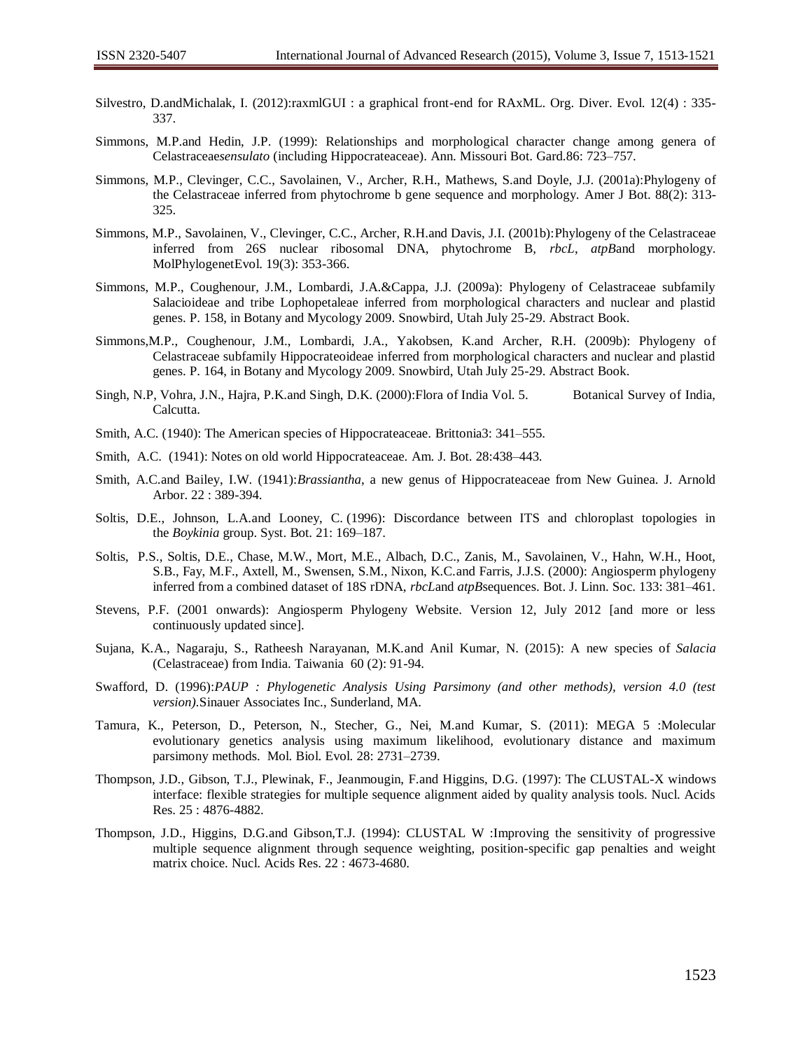Silvestro, D.andMichalak, I. (2012):raxmlGUI : a graphical front-end for RAxML. Org. Diver. Evol. 12(4) : 335-337.

Simmons, M.P.and Hedin, J.P. (1999): Relationships and morphological character change among genera of Celastraceae*sensulato* (including Hippocrateaceae). Ann. Missouri Bot. Gard.86: 723–757.

Simmons, M.P., Clevinger, C.C., Savolainen, V., Archer, R.H., Mathews, S.and Doyle, J.J. (2001a):Phylogeny of the Celastraceae inferred from phytochrome b gene sequence and morphology. Amer J Bot. 88(2): 313-325.

Simmons, M.P., Savolainen, V., Clevinger, C.C., Archer, R.H.and Davis, J.I. (2001b):Phylogeny of the Celastraceae inferred from 26S nuclear ribosomal DNA, phytochrome B, *rbcL*, *atpB*and morphology. MolPhylogenetEvol. 19(3): 353-366.

Simmons, M.P., Coughenour, J.M., Lombardi, J.A.&Cappa, J.J. (2009a): Phylogeny of Celastraceae subfamily Salacioideae and tribe Lophopetaleae inferred from morphological characters and nuclear and plastid genes. P. 158, in Botany and Mycology 2009. Snowbird, Utah July 25-29. Abstract Book.

Simmons,M.P., Coughenour, J.M., Lombardi, J.A., Yakobsen, K.and Archer, R.H. (2009b): Phylogeny of Celastraceae subfamily Hippocrateoideae inferred from morphological characters and nuclear and plastid genes. P. 164, in Botany and Mycology 2009. Snowbird, Utah July 25-29. Abstract Book.

Singh, N.P, Vohra, J.N., Hajra, P.K.and Singh, D.K. (2000):Flora of India Vol. 5. Botanical Survey of India, Calcutta.

Smith, A.C. (1940): The American species of Hippocrateaceae. Brittonia3: 341–555.

Smith, A.C. (1941): Notes on old world Hippocrateaceae. Am. J. Bot. 28:438–443.

Smith, A.C.and Bailey, I.W. (1941):*Brassiantha*, a new genus of Hippocrateaceae from New Guinea. J. Arnold Arbor. 22 : 389-394.

Soltis, D.E., Johnson, L.A.and Looney, C. (1996): Discordance between ITS and chloroplast topologies in the *Boykinia* group. Syst. Bot. 21: 169–187.

Soltis, P.S., Soltis, D.E., Chase, M.W., Mort, M.E., Albach, D.C., Zanis, M., Savolainen, V., Hahn, W.H., Hoot, S.B., Fay, M.F., Axtell, M., Swensen, S.M., Nixon, K.C.and Farris, J.J.S. (2000): Angiosperm phylogeny inferred from a combined dataset of 18S rDNA, *rbcL*and *atpB*sequences. Bot. J. Linn. Soc. 133: 381–461.

Stevens, P.F. (2001 onwards): Angiosperm Phylogeny Website. Version 12, July 2012 [and more or less continuously updated since].

Sujana, K.A., Nagaraju, S., Ratheesh Narayanan, M.K.and Anil Kumar, N. (2015): A new species of *Salacia* (Celastraceae) from India. Taiwania 60 (2): 91-94.

Swafford, D. (1996):*PAUP : Phylogenetic Analysis Using Parsimony (and other methods), version 4.0 (test version)*.Sinauer Associates Inc., Sunderland, MA.

Tamura, K., Peterson, D., Peterson, N., Stecher, G., Nei, M.and Kumar, S. (2011): MEGA 5 :Molecular evolutionary genetics analysis using maximum likelihood, evolutionary distance and maximum parsimony methods. Mol. Biol. Evol. 28: 2731–2739.

Thompson, J.D., Gibson, T.J., Plewinak, F., Jeanmougin, F.and Higgins, D.G. (1997): The CLUSTAL-X windows interface: flexible strategies for multiple sequence alignment aided by quality analysis tools. Nucl. Acids Res. 25 : 4876-4882.

Thompson, J.D., Higgins, D.G.and Gibson,T.J. (1994): CLUSTAL W :Improving the sensitivity of progressive multiple sequence alignment through sequence weighting, position-specific gap penalties and weight matrix choice. Nucl. Acids Res. 22 : 4673-4680.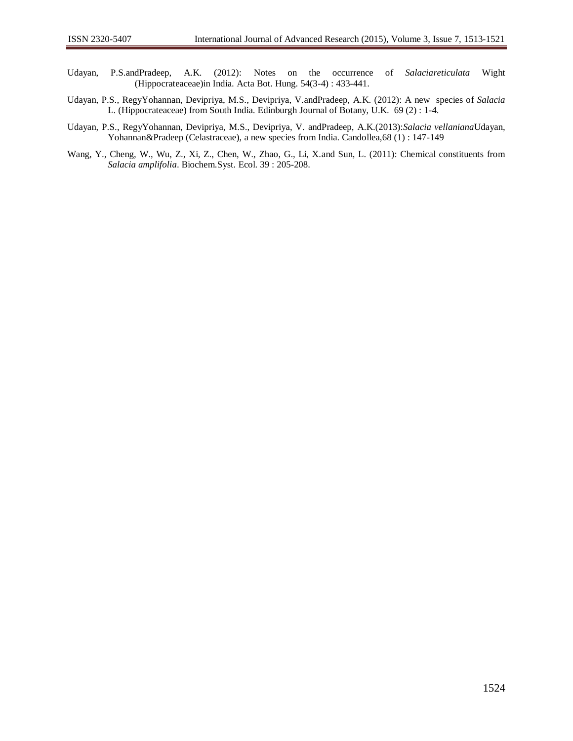Udayan, P.S.andPradeep, A.K. (2012): Notes on the occurrence of *Salaciareticulata* Wight (Hippocrateaceae)in India. Acta Bot. Hung. 54(3-4) : 433-441.

Udayan, P.S., RegyYohannan, Devipriya, M.S., Devipriya, V.andPradeep, A.K. (2012): A new species of *Salacia* L. (Hippocrateaceae) from South India. Edinburgh Journal of Botany, U.K. 69 (2) : 1-4.

Udayan, P.S., RegyYohannan, Devipriya, M.S., Devipriya, V. andPradeep, A.K.(2013):*Salacia vellaniana*Udayan, Yohannan&Pradeep (Celastraceae), a new species from India. Candollea,68 (1) : 147-149

Wang, Y., Cheng, W., Wu, Z., Xi, Z., Chen, W., Zhao, G., Li, X.and Sun, L. (2011): Chemical constituents from *Salacia amplifolia*. Biochem.Syst. Ecol. 39 : 205-208.